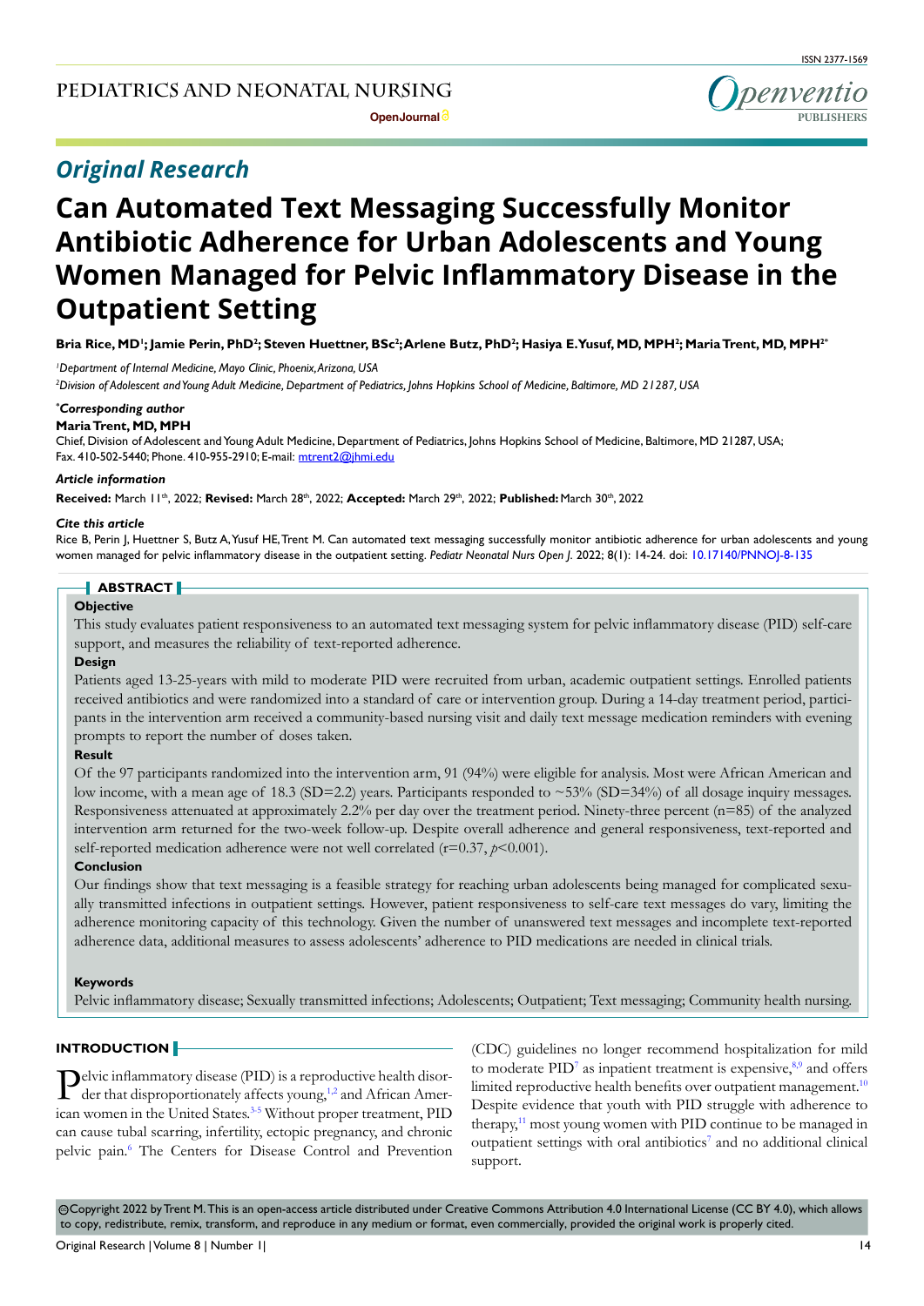Original Research

# Can Automated Text Messaging Successfully Monitor Antibiotic Adherence for Urban Adolescents and Young Women Managed for Pelvic Inflammatory Disease in the Outpatient Setting

**Bria Rice, MD[1]; Jamie Perin, PhD[2]; Steven Huettner, BSc[2]; Arlene Butz, PhD[2]; Hasiya E. Yusuf, MD, MPH[2]; Maria Trent, MD, MPH[2*]**

[1]*Department of Internal Medicine, Mayo Clinic, Phoenix, Arizona, USA*

[2]*Division of Adolescent and Young Adult Medicine, Department of Pediatrics, Johns Hopkins School of Medicine, Baltimore, MD 21287, USA*

***Corresponding author**

**Maria Trent, MD, MPH**

Chief, Division of Adolescent and Young Adult Medicine, Department of Pediatrics, Johns Hopkins School of Medicine, Baltimore, MD 21287, USA; Fax. 410-502-5440; Phone. 410-955-2910; E-mail: mtrent2@jhmi.edu

***Article information***

**Received:** March 11th, 2022; **Revised:** March 28th, 2022; **Accepted:** March 29th, 2022; **Published:** March 30th, 2022

***Cite this article***

Rice B, Perin J, Huettner S, Butz A, Yusuf HE, Trent M. Can automated text messaging successfully monitor antibiotic adherence for urban adolescents and young women managed for pelvic inflammatory disease in the outpatient setting. *Pediatr Neonatal Nurs Open J*. 2022; 8(1): 14-24. doi: 10.17140/PNNOJ-8-135

## ABSTRACT

**Objective**

This study evaluates patient responsiveness to an automated text messaging system for pelvic inflammatory disease (PID) self-care support, and measures the reliability of text-reported adherence.

**Design**

Patients aged 13-25-years with mild to moderate PID were recruited from urban, academic outpatient settings. Enrolled patients received antibiotics and were randomized into a standard of care or intervention group. During a 14-day treatment period, participants in the intervention arm received a community-based nursing visit and daily text message medication reminders with evening prompts to report the number of doses taken.

**Result**

Of the 97 participants randomized into the intervention arm, 91 (94%) were eligible for analysis. Most were African American and low income, with a mean age of 18.3 (SD=2.2) years. Participants responded to ~53% (SD=34%) of all dosage inquiry messages. Responsiveness attenuated at approximately 2.2% per day over the treatment period. Ninety-three percent (n=85) of the analyzed intervention arm returned for the two-week follow-up. Despite overall adherence and general responsiveness, text-reported and self-reported medication adherence were not well correlated ($r$=0.37, $p$<0.001).

**Conclusion**

Our findings show that text messaging is a feasible strategy for reaching urban adolescents being managed for complicated sexually transmitted infections in outpatient settings. However, patient responsiveness to self-care text messages do vary, limiting the adherence monitoring capacity of this technology. Given the number of unanswered text messages and incomplete text-reported adherence data, additional measures to assess adolescents' adherence to PID medications are needed in clinical trials.

**Keywords**

Pelvic inflammatory disease; Sexually transmitted infections; Adolescents; Outpatient; Text messaging; Community health nursing.

## INTRODUCTION

Pelvic inflammatory disease (PID) is a reproductive health disorder that disproportionately affects young,[1,2] and African American women in the United States.[3-5] Without proper treatment, PID can cause tubal scarring, infertility, ectopic pregnancy, and chronic pelvic pain.[6] The Centers for Disease Control and Prevention (CDC) guidelines no longer recommend hospitalization for mild to moderate PID[7] as inpatient treatment is expensive,[8,9] and offers limited reproductive health benefits over outpatient management.[10] Despite evidence that youth with PID struggle with adherence to therapy,[11] most young women with PID continue to be managed in outpatient settings with oral antibiotics[7] and no additional clinical support.

©Copyright 2022 by Trent M. This is an open-access article distributed under Creative Commons Attribution 4.0 International License (CC BY 4.0), which allows to copy, redistribute, remix, transform, and reproduce in any medium or format, even commercially, provided the original work is properly cited.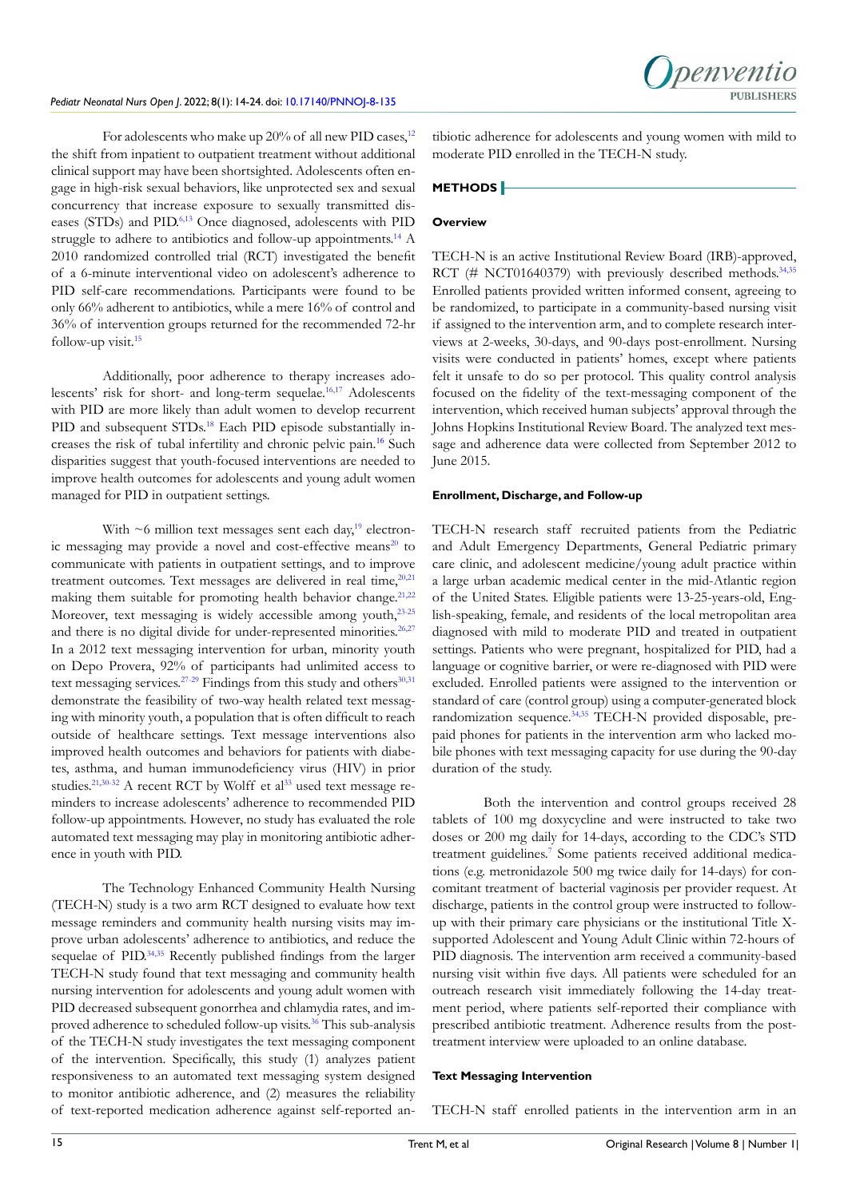For adolescents who make up 20% of all new PID cases,[12] the shift from inpatient to outpatient treatment without additional clinical support may have been shortsighted. Adolescents often engage in high-risk sexual behaviors, like unprotected sex and sexual concurrency that increase exposure to sexually transmitted diseases (STDs) and PID.[6,13] Once diagnosed, adolescents with PID struggle to adhere to antibiotics and follow-up appointments.[14] A 2010 randomized controlled trial (RCT) investigated the benefit of a 6-minute interventional video on adolescent's adherence to PID self-care recommendations. Participants were found to be only 66% adherent to antibiotics, while a mere 16% of control and 36% of intervention groups returned for the recommended 72-hr follow-up visit.[15]

Additionally, poor adherence to therapy increases adolescents' risk for short- and long-term sequelae.[16,17] Adolescents with PID are more likely than adult women to develop recurrent PID and subsequent STDs.[18] Each PID episode substantially increases the risk of tubal infertility and chronic pelvic pain.[16] Such disparities suggest that youth-focused interventions are needed to improve health outcomes for adolescents and young adult women managed for PID in outpatient settings.

With ~6 million text messages sent each day,[19] electronic messaging may provide a novel and cost-effective means[20] to communicate with patients in outpatient settings, and to improve treatment outcomes. Text messages are delivered in real time,[20,21] making them suitable for promoting health behavior change.[21,22] Moreover, text messaging is widely accessible among youth,[23-25] and there is no digital divide for under-represented minorities.[26,27] In a 2012 text messaging intervention for urban, minority youth on Depo Provera, 92% of participants had unlimited access to text messaging services.[27-29] Findings from this study and others[30,31] demonstrate the feasibility of two-way health related text messaging with minority youth, a population that is often difficult to reach outside of healthcare settings. Text message interventions also improved health outcomes and behaviors for patients with diabetes, asthma, and human immunodeficiency virus (HIV) in prior studies.[21,30-32] A recent RCT by Wolff et al[33] used text message reminders to increase adolescents' adherence to recommended PID follow-up appointments. However, no study has evaluated the role automated text messaging may play in monitoring antibiotic adherence in youth with PID.

The Technology Enhanced Community Health Nursing (TECH-N) study is a two arm RCT designed to evaluate how text message reminders and community health nursing visits may improve urban adolescents' adherence to antibiotics, and reduce the sequelae of PID.[34,35] Recently published findings from the larger TECH-N study found that text messaging and community health nursing intervention for adolescents and young adult women with PID decreased subsequent gonorrhea and chlamydia rates, and improved adherence to scheduled follow-up visits.[36] This sub-analysis of the TECH-N study investigates the text messaging component of the intervention. Specifically, this study (1) analyzes patient responsiveness to an automated text messaging system designed to monitor antibiotic adherence, and (2) measures the reliability of text-reported medication adherence against self-reported antibiotic adherence for adolescents and young women with mild to moderate PID enrolled in the TECH-N study.

## METHODS

### Overview

TECH-N is an active Institutional Review Board (IRB)-approved, RCT (# NCT01640379) with previously described methods.[34,35] Enrolled patients provided written informed consent, agreeing to be randomized, to participate in a community-based nursing visit if assigned to the intervention arm, and to complete research interviews at 2-weeks, 30-days, and 90-days post-enrollment. Nursing visits were conducted in patients' homes, except where patients felt it unsafe to do so per protocol. This quality control analysis focused on the fidelity of the text-messaging component of the intervention, which received human subjects' approval through the Johns Hopkins Institutional Review Board. The analyzed text message and adherence data were collected from September 2012 to June 2015.

### Enrollment, Discharge, and Follow-up

TECH-N research staff recruited patients from the Pediatric and Adult Emergency Departments, General Pediatric primary care clinic, and adolescent medicine/young adult practice within a large urban academic medical center in the mid-Atlantic region of the United States. Eligible patients were 13-25-years-old, English-speaking, female, and residents of the local metropolitan area diagnosed with mild to moderate PID and treated in outpatient settings. Patients who were pregnant, hospitalized for PID, had a language or cognitive barrier, or were re-diagnosed with PID were excluded. Enrolled patients were assigned to the intervention or standard of care (control group) using a computer-generated block randomization sequence.[34,35] TECH-N provided disposable, pre-paid phones for patients in the intervention arm who lacked mobile phones with text messaging capacity for use during the 90-day duration of the study.

Both the intervention and control groups received 28 tablets of 100 mg doxycycline and were instructed to take two doses or 200 mg daily for 14-days, according to the CDC's STD treatment guidelines.[7] Some patients received additional medications (e.g. metronidazole 500 mg twice daily for 14-days) for concomitant treatment of bacterial vaginosis per provider request. At discharge, patients in the control group were instructed to follow-up with their primary care physicians or the institutional Title X-supported Adolescent and Young Adult Clinic within 72-hours of PID diagnosis. The intervention arm received a community-based nursing visit within five days. All patients were scheduled for an outreach research visit immediately following the 14-day treatment period, where patients self-reported their compliance with prescribed antibiotic treatment. Adherence results from the post-treatment interview were uploaded to an online database.

### Text Messaging Intervention

TECH-N staff enrolled patients in the intervention arm in an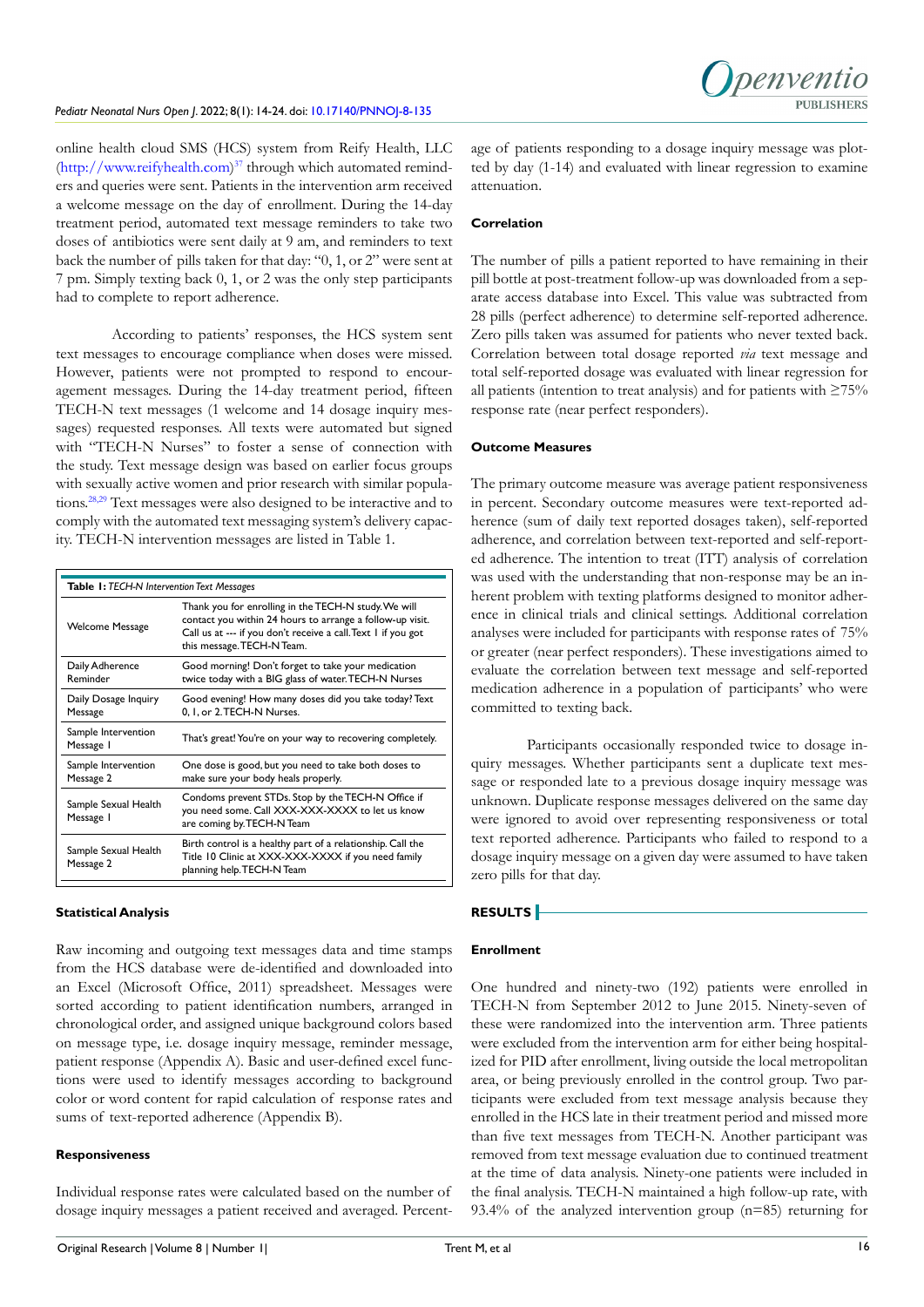online health cloud SMS (HCS) system from Reify Health, LLC (http://www.reifyhealth.com)[37] through which automated reminders and queries were sent. Patients in the intervention arm received a welcome message on the day of enrollment. During the 14-day treatment period, automated text message reminders to take two doses of antibiotics were sent daily at 9 am, and reminders to text back the number of pills taken for that day: "0, 1, or 2" were sent at 7 pm. Simply texting back 0, 1, or 2 was the only step participants had to complete to report adherence.

According to patients' responses, the HCS system sent text messages to encourage compliance when doses were missed. However, patients were not prompted to respond to encouragement messages. During the 14-day treatment period, fifteen TECH-N text messages (1 welcome and 14 dosage inquiry messages) requested responses. All texts were automated but signed with "TECH-N Nurses" to foster a sense of connection with the study. Text message design was based on earlier focus groups with sexually active women and prior research with similar populations.[28,29] Text messages were also designed to be interactive and to comply with the automated text messaging system's delivery capacity. TECH-N intervention messages are listed in Table 1.

**Table 1:** *TECH-N Intervention Text Messages*

| | |
|---|---|
| Welcome Message | Thank you for enrolling in the TECH-N study. We will contact you within 24 hours to arrange a follow-up visit. Call us at --- if you don't receive a call. Text 1 if you got this message. TECH-N Team. |
| Daily Adherence Reminder | Good morning! Don't forget to take your medication twice today with a BIG glass of water. TECH-N Nurses |
| Daily Dosage Inquiry Message | Good evening! How many doses did you take today? Text 0, 1, or 2. TECH-N Nurses. |
| Sample Intervention Message 1 | That's great! You're on your way to recovering completely. |
| Sample Intervention Message 2 | One dose is good, but you need to take both doses to make sure your body heals properly. |
| Sample Sexual Health Message 1 | Condoms prevent STDs. Stop by the TECH-N Office if you need some. Call XXX-XXX-XXXX to let us know are coming by. TECH-N Team |
| Sample Sexual Health Message 2 | Birth control is a healthy part of a relationship. Call the Title 10 Clinic at XXX-XXX-XXXX if you need family planning help. TECH-N Team |

### Statistical Analysis

Raw incoming and outgoing text messages data and time stamps from the HCS database were de-identified and downloaded into an Excel (Microsoft Office, 2011) spreadsheet. Messages were sorted according to patient identification numbers, arranged in chronological order, and assigned unique background colors based on message type, i.e. dosage inquiry message, reminder message, patient response (Appendix A). Basic and user-defined excel functions were used to identify messages according to background color or word content for rapid calculation of response rates and sums of text-reported adherence (Appendix B).

### Responsiveness

Individual response rates were calculated based on the number of dosage inquiry messages a patient received and averaged. Percentage of patients responding to a dosage inquiry message was plotted by day (1-14) and evaluated with linear regression to examine attenuation.

### Correlation

The number of pills a patient reported to have remaining in their pill bottle at post-treatment follow-up was downloaded from a separate access database into Excel. This value was subtracted from 28 pills (perfect adherence) to determine self-reported adherence. Zero pills taken was assumed for patients who never texted back. Correlation between total dosage reported *via* text message and total self-reported dosage was evaluated with linear regression for all patients (intention to treat analysis) and for patients with ≥75% response rate (near perfect responders).

### Outcome Measures

The primary outcome measure was average patient responsiveness in percent. Secondary outcome measures were text-reported adherence (sum of daily text reported dosages taken), self-reported adherence, and correlation between text-reported and self-reported adherence. The intention to treat (ITT) analysis of correlation was used with the understanding that non-response may be an inherent problem with texting platforms designed to monitor adherence in clinical trials and clinical settings. Additional correlation analyses were included for participants with response rates of 75% or greater (near perfect responders). These investigations aimed to evaluate the correlation between text message and self-reported medication adherence in a population of participants' who were committed to texting back.

Participants occasionally responded twice to dosage inquiry messages. Whether participants sent a duplicate text message or responded late to a previous dosage inquiry message was unknown. Duplicate response messages delivered on the same day were ignored to avoid over representing responsiveness or total text reported adherence. Participants who failed to respond to a dosage inquiry message on a given day were assumed to have taken zero pills for that day.

## RESULTS

### Enrollment

One hundred and ninety-two (192) patients were enrolled in TECH-N from September 2012 to June 2015. Ninety-seven of these were randomized into the intervention arm. Three patients were excluded from the intervention arm for either being hospitalized for PID after enrollment, living outside the local metropolitan area, or being previously enrolled in the control group. Two participants were excluded from text message analysis because they enrolled in the HCS late in their treatment period and missed more than five text messages from TECH-N. Another participant was removed from text message evaluation due to continued treatment at the time of data analysis. Ninety-one patients were included in the final analysis. TECH-N maintained a high follow-up rate, with 93.4% of the analyzed intervention group (n=85) returning for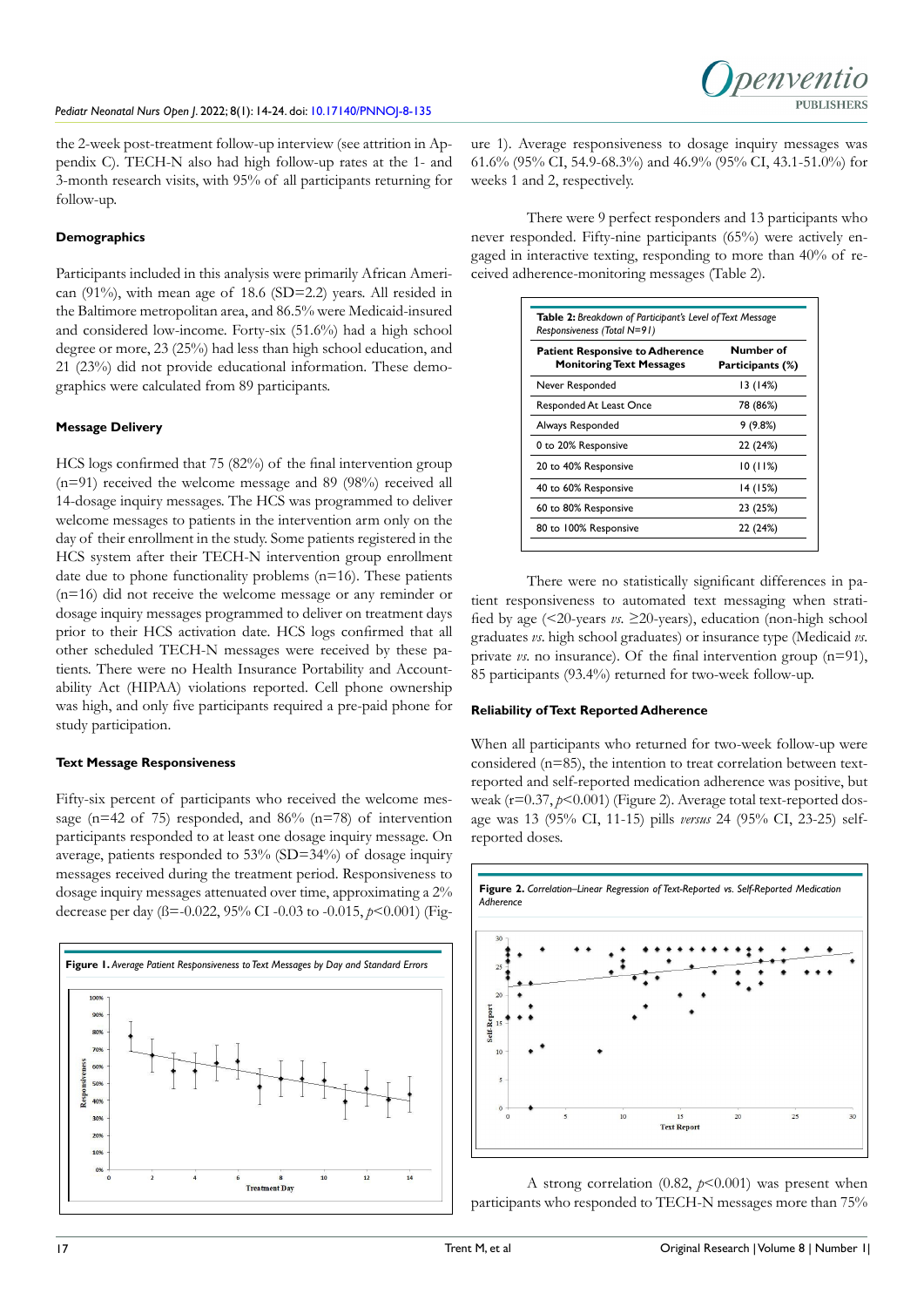the 2-week post-treatment follow-up interview (see attrition in Appendix C). TECH-N also had high follow-up rates at the 1- and 3-month research visits, with 95% of all participants returning for follow-up.

#### Demographics

Participants included in this analysis were primarily African American (91%), with mean age of 18.6 (SD=2.2) years. All resided in the Baltimore metropolitan area, and 86.5% were Medicaid-insured and considered low-income. Forty-six (51.6%) had a high school degree or more, 23 (25%) had less than high school education, and 21 (23%) did not provide educational information. These demographics were calculated from 89 participants.

#### Message Delivery

HCS logs confirmed that 75 (82%) of the final intervention group (n=91) received the welcome message and 89 (98%) received all 14-dosage inquiry messages. The HCS was programmed to deliver welcome messages to patients in the intervention arm only on the day of their enrollment in the study. Some patients registered in the HCS system after their TECH-N intervention group enrollment date due to phone functionality problems (n=16). These patients (n=16) did not receive the welcome message or any reminder or dosage inquiry messages programmed to deliver on treatment days prior to their HCS activation date. HCS logs confirmed that all other scheduled TECH-N messages were received by these patients. There were no Health Insurance Portability and Accountability Act (HIPAA) violations reported. Cell phone ownership was high, and only five participants required a pre-paid phone for study participation.

#### Text Message Responsiveness

Fifty-six percent of participants who received the welcome message (n=42 of 75) responded, and 86% (n=78) of intervention participants responded to at least one dosage inquiry message. On average, patients responded to 53% (SD=34%) of dosage inquiry messages received during the treatment period. Responsiveness to dosage inquiry messages attenuated over time, approximating a 2% decrease per day (ß=-0.022, 95% CI -0.03 to -0.015, $p<0.001$) (Figure 1). Average responsiveness to dosage inquiry messages was 61.6% (95% CI, 54.9-68.3%) and 46.9% (95% CI, 43.1-51.0%) for weeks 1 and 2, respectively.

**Figure 1.** *Average Patient Responsiveness to Text Messages by Day and Standard Errors*

There were 9 perfect responders and 13 participants who never responded. Fifty-nine participants (65%) were actively engaged in interactive texting, responding to more than 40% of received adherence-monitoring messages (Table 2).

**Table 2:** *Breakdown of Participant's Level of Text Message Responsiveness (Total N=91)*

| Patient Responsive to Adherence Monitoring Text Messages | Number of Participants (%) |
|---|---|
| Never Responded | 13 (14%) |
| Responded At Least Once | 78 (86%) |
| Always Responded | 9 (9.8%) |
| 0 to 20% Responsive | 22 (24%) |
| 20 to 40% Responsive | 10 (11%) |
| 40 to 60% Responsive | 14 (15%) |
| 60 to 80% Responsive | 23 (25%) |
| 80 to 100% Responsive | 22 (24%) |

There were no statistically significant differences in patient responsiveness to automated text messaging when stratified by age (<20-years *vs.* ≥20-years), education (non-high school graduates *vs.* high school graduates) or insurance type (Medicaid *vs.* private *vs.* no insurance). Of the final intervention group (n=91), 85 participants (93.4%) returned for two-week follow-up.

#### Reliability of Text Reported Adherence

When all participants who returned for two-week follow-up were considered (n=85), the intention to treat correlation between text-reported and self-reported medication adherence was positive, but weak (r=0.37, $p<0.001$) (Figure 2). Average total text-reported dosage was 13 (95% CI, 11-15) pills *versus* 24 (95% CI, 23-25) self-reported doses.

**Figure 2.** *Correlation–Linear Regression of Text-Reported vs. Self-Reported Medication Adherence*

A strong correlation (0.82, $p<0.001$) was present when participants who responded to TECH-N messages more than 75%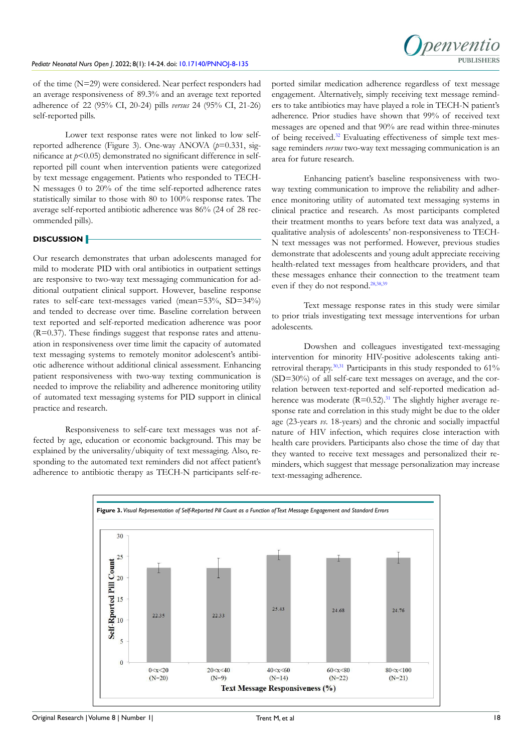of the time (N=29) were considered. Near perfect responders had an average responsiveness of 89.3% and an average text reported adherence of 22 (95% CI, 20-24) pills *versus* 24 (95% CI, 21-26) self-reported pills.

Lower text response rates were not linked to low self-reported adherence (Figure 3). One-way ANOVA ($p$=0.331, significance at $p$<0.05) demonstrated no significant difference in self-reported pill count when intervention patients were categorized by text message engagement. Patients who responded to TECH-N messages 0 to 20% of the time self-reported adherence rates statistically similar to those with 80 to 100% response rates. The average self-reported antibiotic adherence was 86% (24 of 28 recommended pills).

## DISCUSSION

Our research demonstrates that urban adolescents managed for mild to moderate PID with oral antibiotics in outpatient settings are responsive to two-way text messaging communication for additional outpatient clinical support. However, baseline response rates to self-care text-messages varied (mean=53%, SD=34%) and tended to decrease over time. Baseline correlation between text reported and self-reported medication adherence was poor (R=0.37). These findings suggest that response rates and attenuation in responsiveness over time limit the capacity of automated text messaging systems to remotely monitor adolescent's antibiotic adherence without additional clinical assessment. Enhancing patient responsiveness with two-way texting communication is needed to improve the reliability and adherence monitoring utility of automated text messaging systems for PID support in clinical practice and research.

Responsiveness to self-care text messages was not affected by age, education or economic background. This may be explained by the universality/ubiquity of text messaging. Also, responding to the automated text reminders did not affect patient's adherence to antibiotic therapy as TECH-N participants self-reported similar medication adherence regardless of text message engagement. Alternatively, simply receiving text message reminders to take antibiotics may have played a role in TECH-N patient's adherence. Prior studies have shown that 99% of received text messages are opened and that 90% are read within three-minutes of being received.[32] Evaluating effectiveness of simple text message reminders *versus* two-way text messaging communication is an area for future research.

Enhancing patient's baseline responsiveness with two-way texting communication to improve the reliability and adherence monitoring utility of automated text messaging systems in clinical practice and research. As most participants completed their treatment months to years before text data was analyzed, a qualitative analysis of adolescents' non-responsiveness to TECH-N text messages was not performed. However, previous studies demonstrate that adolescents and young adult appreciate receiving health-related text messages from healthcare providers, and that these messages enhance their connection to the treatment team even if they do not respond.[28,38,39]

Text message response rates in this study were similar to prior trials investigating text message interventions for urban adolescents.

Dowshen and colleagues investigated text-messaging intervention for minority HIV-positive adolescents taking antiretroviral therapy.[30,31] Participants in this study responded to 61% (SD=30%) of all self-care text messages on average, and the correlation between text-reported and self-reported medication adherence was moderate (R=0.52).[31] The slightly higher average response rate and correlation in this study might be due to the older age (23-years *vs*. 18-years) and the chronic and socially impactful nature of HIV infection, which requires close interaction with health care providers. Participants also chose the time of day that they wanted to receive text messages and personalized their reminders, which suggest that message personalization may increase text-messaging adherence.

**Figure 3.** *Visual Representation of Self-Reported Pill Count as a Function of Text Message Engagement and Standard Errors*

| Text Message Responsiveness (%) | Self-Rported Pill Count |
|---|---|
| 0<x<20 (N=20) | 22.35 |
| 20<x<40 (N=9) | 22.33 |
| 40<x<60 (N=14) | 25.43 |
| 60<x<80 (N=22) | 24.68 |
| 80<x<100 (N=21) | 24.76 |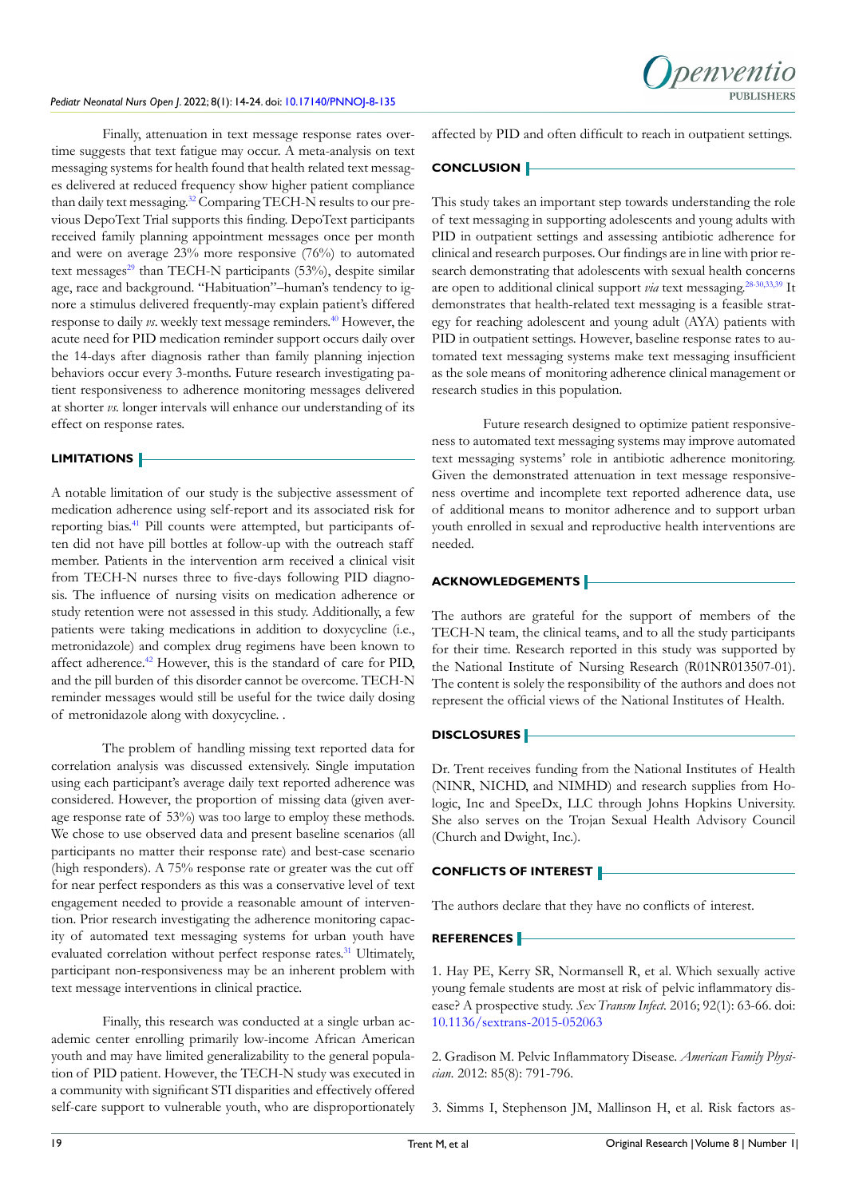Finally, attenuation in text message response rates overtime suggests that text fatigue may occur. A meta-analysis on text messaging systems for health found that health related text messages delivered at reduced frequency show higher patient compliance than daily text messaging.[32] Comparing TECH-N results to our previous DepoText Trial supports this finding. DepoText participants received family planning appointment messages once per month and were on average 23% more responsive (76%) to automated text messages[29] than TECH-N participants (53%), despite similar age, race and background. "Habituation"–human's tendency to ignore a stimulus delivered frequently-may explain patient's differed response to daily *vs*. weekly text message reminders.[40] However, the acute need for PID medication reminder support occurs daily over the 14-days after diagnosis rather than family planning injection behaviors occur every 3-months. Future research investigating patient responsiveness to adherence monitoring messages delivered at shorter *vs*. longer intervals will enhance our understanding of its effect on response rates.

## LIMITATIONS

A notable limitation of our study is the subjective assessment of medication adherence using self-report and its associated risk for reporting bias.[41] Pill counts were attempted, but participants often did not have pill bottles at follow-up with the outreach staff member. Patients in the intervention arm received a clinical visit from TECH-N nurses three to five-days following PID diagnosis. The influence of nursing visits on medication adherence or study retention were not assessed in this study. Additionally, a few patients were taking medications in addition to doxycycline (i.e., metronidazole) and complex drug regimens have been known to affect adherence.[42] However, this is the standard of care for PID, and the pill burden of this disorder cannot be overcome. TECH-N reminder messages would still be useful for the twice daily dosing of metronidazole along with doxycycline. .

The problem of handling missing text reported data for correlation analysis was discussed extensively. Single imputation using each participant's average daily text reported adherence was considered. However, the proportion of missing data (given average response rate of 53%) was too large to employ these methods. We chose to use observed data and present baseline scenarios (all participants no matter their response rate) and best-case scenario (high responders). A 75% response rate or greater was the cut off for near perfect responders as this was a conservative level of text engagement needed to provide a reasonable amount of intervention. Prior research investigating the adherence monitoring capacity of automated text messaging systems for urban youth have evaluated correlation without perfect response rates.[31] Ultimately, participant non-responsiveness may be an inherent problem with text message interventions in clinical practice.

Finally, this research was conducted at a single urban academic center enrolling primarily low-income African American youth and may have limited generalizability to the general population of PID patient. However, the TECH-N study was executed in a community with significant STI disparities and effectively offered self-care support to vulnerable youth, who are disproportionately affected by PID and often difficult to reach in outpatient settings.

## CONCLUSION

This study takes an important step towards understanding the role of text messaging in supporting adolescents and young adults with PID in outpatient settings and assessing antibiotic adherence for clinical and research purposes. Our findings are in line with prior research demonstrating that adolescents with sexual health concerns are open to additional clinical support *via* text messaging.[28-30,33,39] It demonstrates that health-related text messaging is a feasible strategy for reaching adolescent and young adult (AYA) patients with PID in outpatient settings. However, baseline response rates to automated text messaging systems make text messaging insufficient as the sole means of monitoring adherence clinical management or research studies in this population.

Future research designed to optimize patient responsiveness to automated text messaging systems may improve automated text messaging systems' role in antibiotic adherence monitoring. Given the demonstrated attenuation in text message responsiveness overtime and incomplete text reported adherence data, use of additional means to monitor adherence and to support urban youth enrolled in sexual and reproductive health interventions are needed.

## ACKNOWLEDGEMENTS

The authors are grateful for the support of members of the TECH-N team, the clinical teams, and to all the study participants for their time. Research reported in this study was supported by the National Institute of Nursing Research (R01NR013507-01). The content is solely the responsibility of the authors and does not represent the official views of the National Institutes of Health.

## DISCLOSURES

Dr. Trent receives funding from the National Institutes of Health (NINR, NICHD, and NIMHD) and research supplies from Hologic, Inc and SpeeDx, LLC through Johns Hopkins University. She also serves on the Trojan Sexual Health Advisory Council (Church and Dwight, Inc.).

## CONFLICTS OF INTEREST

The authors declare that they have no conflicts of interest.

## REFERENCES

1. Hay PE, Kerry SR, Normansell R, et al. Which sexually active young female students are most at risk of pelvic inflammatory disease? A prospective study. *Sex Transm Infect*. 2016; 92(1): 63-66. doi: 10.1136/sextrans-2015-052063

2. Gradison M. Pelvic Inflammatory Disease. *American Family Physician*. 2012: 85(8): 791-796.

3. Simms I, Stephenson JM, Mallinson H, et al. Risk factors as-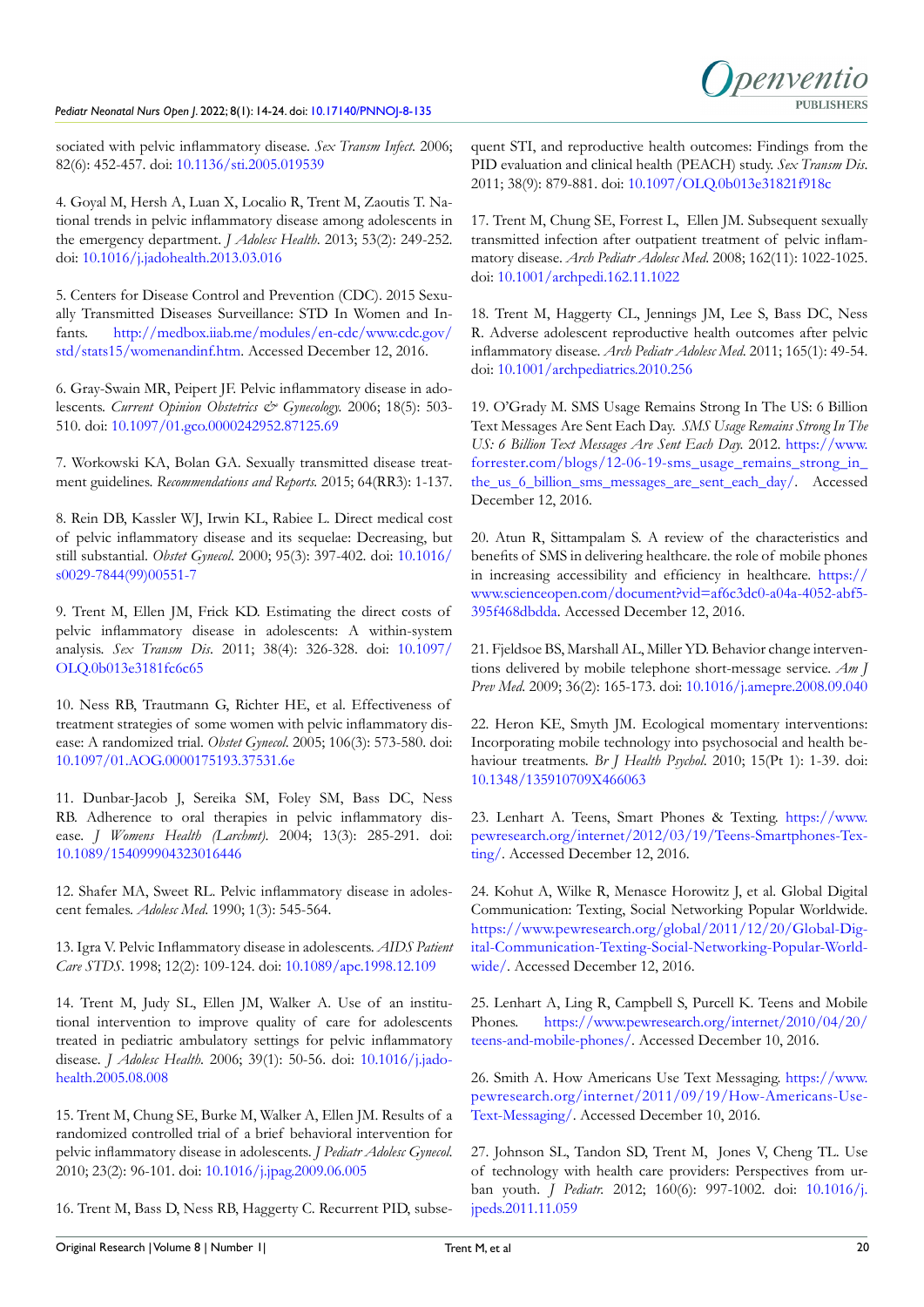sociated with pelvic inflammatory disease. *Sex Transm Infect*. 2006; 82(6): 452-457. doi: 10.1136/sti.2005.019539

4. Goyal M, Hersh A, Luan X, Localio R, Trent M, Zaoutis T. National trends in pelvic inflammatory disease among adolescents in the emergency department. *J Adolesc Health*. 2013; 53(2): 249-252. doi: 10.1016/j.jadohealth.2013.03.016

5. Centers for Disease Control and Prevention (CDC). 2015 Sexually Transmitted Diseases Surveillance: STD In Women and Infants. http://medbox.iiab.me/modules/en-cdc/www.cdc.gov/std/stats15/womenandinf.htm. Accessed December 12, 2016.

6. Gray-Swain MR, Peipert JF. Pelvic inflammatory disease in adolescents. *Current Opinion Obstetrics & Gynecology*. 2006; 18(5): 503-510. doi: 10.1097/01.gco.0000242952.87125.69

7. Workowski KA, Bolan GA. Sexually transmitted disease treatment guidelines. *Recommendations and Reports*. 2015; 64(RR3): 1-137.

8. Rein DB, Kassler WJ, Irwin KL, Rabiee L. Direct medical cost of pelvic inflammatory disease and its sequelae: Decreasing, but still substantial. *Obstet Gynecol*. 2000; 95(3): 397-402. doi: 10.1016/s0029-7844(99)00551-7

9. Trent M, Ellen JM, Frick KD. Estimating the direct costs of pelvic inflammatory disease in adolescents: A within-system analysis. *Sex Transm Dis*. 2011; 38(4): 326-328. doi: 10.1097/OLQ.0b013e3181fc6c65

10. Ness RB, Trautmann G, Richter HE, et al. Effectiveness of treatment strategies of some women with pelvic inflammatory disease: A randomized trial. *Obstet Gynecol*. 2005; 106(3): 573-580. doi: 10.1097/01.AOG.0000175193.37531.6e

11. Dunbar-Jacob J, Sereika SM, Foley SM, Bass DC, Ness RB. Adherence to oral therapies in pelvic inflammatory disease. *J Womens Health (Larchmt)*. 2004; 13(3): 285-291. doi: 10.1089/154099904323016446

12. Shafer MA, Sweet RL. Pelvic inflammatory disease in adolescent females. *Adolesc Med*. 1990; 1(3): 545-564.

13. Igra V. Pelvic Inflammatory disease in adolescents. *AIDS Patient Care STDS*. 1998; 12(2): 109-124. doi: 10.1089/apc.1998.12.109

14. Trent M, Judy SL, Ellen JM, Walker A. Use of an institutional intervention to improve quality of care for adolescents treated in pediatric ambulatory settings for pelvic inflammatory disease. *J Adolesc Health*. 2006; 39(1): 50-56. doi: 10.1016/j.jadohealth.2005.08.008

15. Trent M, Chung SE, Burke M, Walker A, Ellen JM. Results of a randomized controlled trial of a brief behavioral intervention for pelvic inflammatory disease in adolescents. *J Pediatr Adolesc Gynecol*. 2010; 23(2): 96-101. doi: 10.1016/j.jpag.2009.06.005

16. Trent M, Bass D, Ness RB, Haggerty C. Recurrent PID, subsequent STI, and reproductive health outcomes: Findings from the PID evaluation and clinical health (PEACH) study. *Sex Transm Dis*. 2011; 38(9): 879-881. doi: 10.1097/OLQ.0b013e31821f918c

17. Trent M, Chung SE, Forrest L, Ellen JM. Subsequent sexually transmitted infection after outpatient treatment of pelvic inflammatory disease. *Arch Pediatr Adolesc Med*. 2008; 162(11): 1022-1025. doi: 10.1001/archpedi.162.11.1022

18. Trent M, Haggerty CL, Jennings JM, Lee S, Bass DC, Ness R. Adverse adolescent reproductive health outcomes after pelvic inflammatory disease. *Arch Pediatr Adolesc Med*. 2011; 165(1): 49-54. doi: 10.1001/archpediatrics.2010.256

19. O'Grady M. SMS Usage Remains Strong In The US: 6 Billion Text Messages Are Sent Each Day. *SMS Usage Remains Strong In The US: 6 Billion Text Messages Are Sent Each Day*. 2012. https://www.forrester.com/blogs/12-06-19-sms_usage_remains_strong_in_the_us_6_billion_sms_messages_are_sent_each_day/. Accessed December 12, 2016.

20. Atun R, Sittampalam S. A review of the characteristics and benefits of SMS in delivering healthcare. the role of mobile phones in increasing accessibility and efficiency in healthcare. https://www.scienceopen.com/document?vid=af6e3dc0-a04a-4052-abf5-395f468dbdda. Accessed December 12, 2016.

21. Fjeldsoe BS, Marshall AL, Miller YD. Behavior change interventions delivered by mobile telephone short-message service. *Am J Prev Med*. 2009; 36(2): 165-173. doi: 10.1016/j.amepre.2008.09.040

22. Heron KE, Smyth JM. Ecological momentary interventions: Incorporating mobile technology into psychosocial and health behaviour treatments. *Br J Health Psychol*. 2010; 15(Pt 1): 1-39. doi: 10.1348/135910709X466063

23. Lenhart A. Teens, Smart Phones & Texting. https://www.pewresearch.org/internet/2012/03/19/Teens-Smartphones-Texting/. Accessed December 12, 2016.

24. Kohut A, Wilke R, Menasce Horowitz J, et al. Global Digital Communication: Texting, Social Networking Popular Worldwide. https://www.pewresearch.org/global/2011/12/20/Global-Digital-Communication-Texting-Social-Networking-Popular-Worldwide/. Accessed December 12, 2016.

25. Lenhart A, Ling R, Campbell S, Purcell K. Teens and Mobile Phones. https://www.pewresearch.org/internet/2010/04/20/teens-and-mobile-phones/. Accessed December 10, 2016.

26. Smith A. How Americans Use Text Messaging. https://www.pewresearch.org/internet/2011/09/19/How-Americans-Use-Text-Messaging/. Accessed December 10, 2016.

27. Johnson SL, Tandon SD, Trent M, Jones V, Cheng TL. Use of technology with health care providers: Perspectives from urban youth. *J Pediatr*. 2012; 160(6): 997-1002. doi: 10.1016/j.jpeds.2011.11.059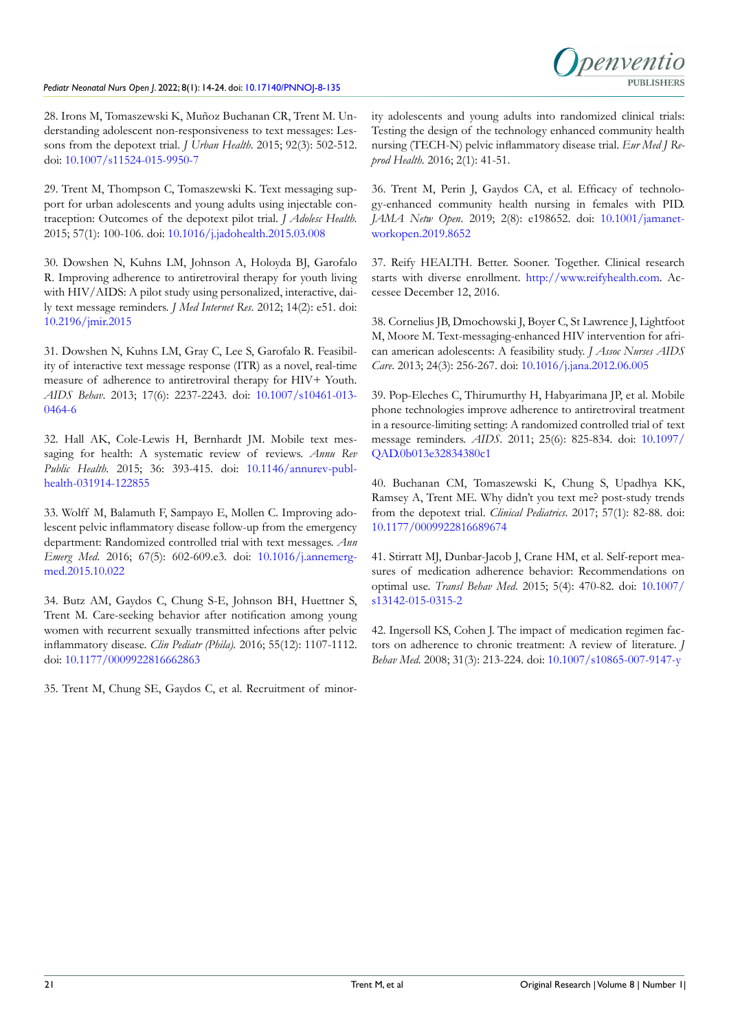28. Irons M, Tomaszewski K, Muñoz Buchanan CR, Trent M. Understanding adolescent non-responsiveness to text messages: Lessons from the depotext trial. *J Urban Health*. 2015; 92(3): 502-512. doi: 10.1007/s11524-015-9950-7

29. Trent M, Thompson C, Tomaszewski K. Text messaging support for urban adolescents and young adults using injectable contraception: Outcomes of the depotext pilot trial. *J Adolesc Health*. 2015; 57(1): 100-106. doi: 10.1016/j.jadohealth.2015.03.008

30. Dowshen N, Kuhns LM, Johnson A, Holoyda BJ, Garofalo R. Improving adherence to antiretroviral therapy for youth living with HIV/AIDS: A pilot study using personalized, interactive, daily text message reminders. *J Med Internet Res*. 2012; 14(2): e51. doi: 10.2196/jmir.2015

31. Dowshen N, Kuhns LM, Gray C, Lee S, Garofalo R. Feasibility of interactive text message response (ITR) as a novel, real-time measure of adherence to antiretroviral therapy for HIV+ Youth. *AIDS Behav*. 2013; 17(6): 2237-2243. doi: 10.1007/s10461-013-0464-6

32. Hall AK, Cole-Lewis H, Bernhardt JM. Mobile text messaging for health: A systematic review of reviews. *Annu Rev Public Health*. 2015; 36: 393-415. doi: 10.1146/annurev-publhealth-031914-122855

33. Wolff M, Balamuth F, Sampayo E, Mollen C. Improving adolescent pelvic inflammatory disease follow-up from the emergency department: Randomized controlled trial with text messages. *Ann Emerg Med*. 2016; 67(5): 602-609.e3. doi: 10.1016/j.annemergmed.2015.10.022

34. Butz AM, Gaydos C, Chung S-E, Johnson BH, Huettner S, Trent M. Care-seeking behavior after notification among young women with recurrent sexually transmitted infections after pelvic inflammatory disease. *Clin Pediatr (Phila)*. 2016; 55(12): 1107-1112. doi: 10.1177/0009922816662863

35. Trent M, Chung SE, Gaydos C, et al. Recruitment of minority adolescents and young adults into randomized clinical trials: Testing the design of the technology enhanced community health nursing (TECH-N) pelvic inflammatory disease trial. *Eur Med J Reprod Health*. 2016; 2(1): 41-51.

36. Trent M, Perin J, Gaydos CA, et al. Efficacy of technology-enhanced community health nursing in females with PID. *JAMA Netw Open*. 2019; 2(8): e198652. doi: 10.1001/jamanetworkopen.2019.8652

37. Reify HEALTH. Better. Sooner. Together. Clinical research starts with diverse enrollment. http://www.reifyhealth.com. Accessee December 12, 2016.

38. Cornelius JB, Dmochowski J, Boyer C, St Lawrence J, Lightfoot M, Moore M. Text-messaging-enhanced HIV intervention for african american adolescents: A feasibility study. *J Assoc Nurses AIDS Care*. 2013; 24(3): 256-267. doi: 10.1016/j.jana.2012.06.005

39. Pop-Eleches C, Thirumurthy H, Habyarimana JP, et al. Mobile phone technologies improve adherence to antiretroviral treatment in a resource-limiting setting: A randomized controlled trial of text message reminders. *AIDS*. 2011; 25(6): 825-834. doi: 10.1097/QAD.0b013e32834380c1

40. Buchanan CM, Tomaszewski K, Chung S, Upadhya KK, Ramsey A, Trent ME. Why didn't you text me? post-study trends from the depotext trial. *Clinical Pediatrics*. 2017; 57(1): 82-88. doi: 10.1177/0009922816689674

41. Stirratt MJ, Dunbar-Jacob J, Crane HM, et al. Self-report measures of medication adherence behavior: Recommendations on optimal use. *Transl Behav Med*. 2015; 5(4): 470-82. doi: 10.1007/s13142-015-0315-2

42. Ingersoll KS, Cohen J. The impact of medication regimen factors on adherence to chronic treatment: A review of literature. *J Behav Med*. 2008; 31(3): 213-224. doi: 10.1007/s10865-007-9147-y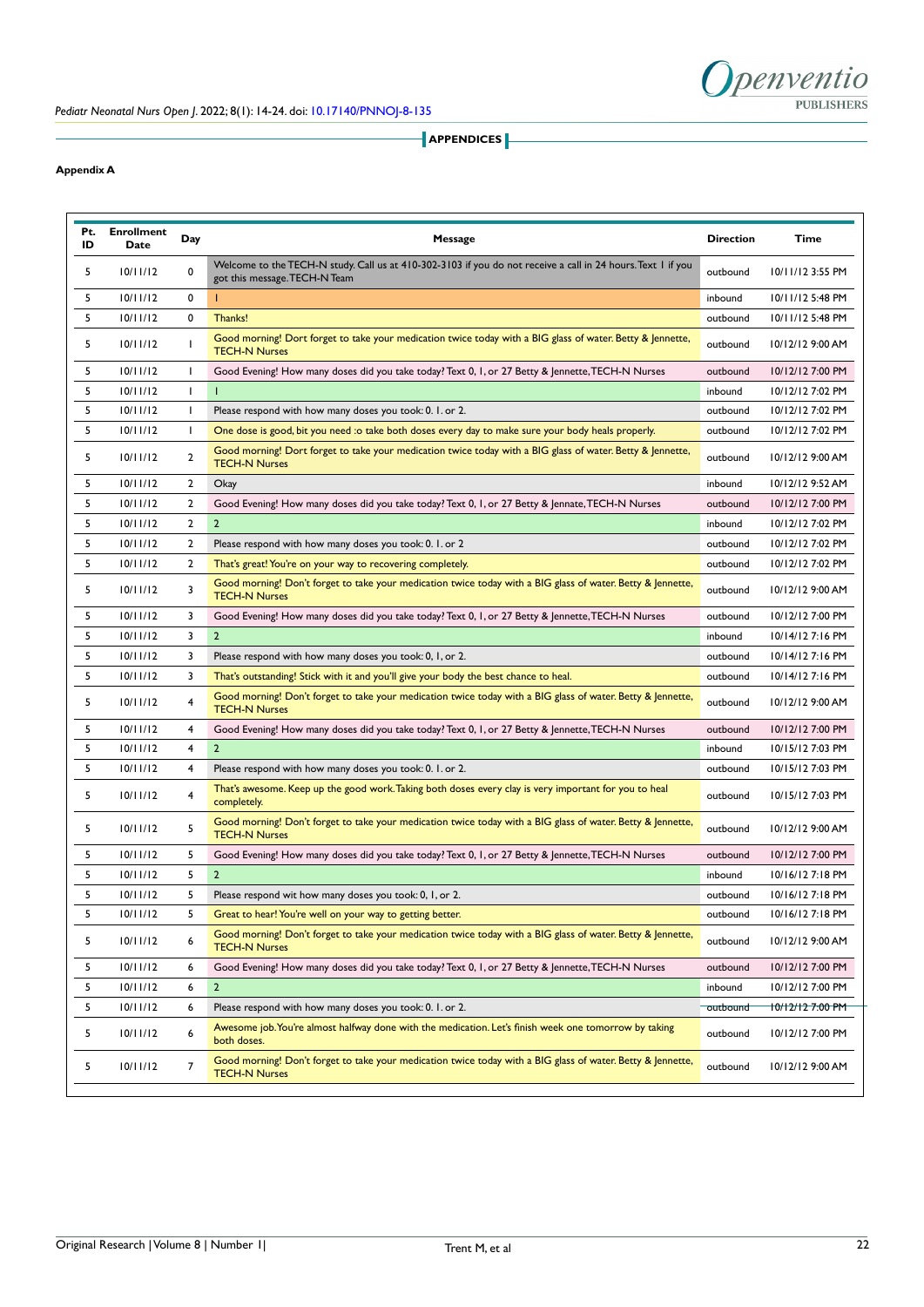## APPENDICES

**Appendix A**

| Pt. ID | Enrollment Date | Day | Message | Direction | Time |
|---|---|---|---|---|---|
| 5 | 10/11/12 | 0 | Welcome to the TECH-N study. Call us at 410-302-3103 if you do not receive a call in 24 hours. Text 1 if you got this message. TECH-N Team | outbound | 10/11/12 3:55 PM |
| 5 | 10/11/12 | 0 | 1 | inbound | 10/11/12 5:48 PM |
| 5 | 10/11/12 | 0 | Thanks! | outbound | 10/11/12 5:48 PM |
| 5 | 10/11/12 | 1 | Good morning! Dort forget to take your medication twice today with a BIG glass of water. Betty & Jennette, TECH-N Nurses | outbound | 10/12/12 9:00 AM |
| 5 | 10/11/12 | 1 | Good Evening! How many doses did you take today? Text 0, 1, or 27 Betty & Jennette, TECH-N Nurses | outbound | 10/12/12 7:00 PM |
| 5 | 10/11/12 | 1 | 1 | inbound | 10/12/12 7:02 PM |
| 5 | 10/11/12 | 1 | Please respond with how many doses you took: 0. 1. or 2. | outbound | 10/12/12 7:02 PM |
| 5 | 10/11/12 | 1 | One dose is good, bit you need :o take both doses every day to make sure your body heals properly. | outbound | 10/12/12 7:02 PM |
| 5 | 10/11/12 | 2 | Good morning! Dort forget to take your medication twice today with a BIG glass of water. Betty & Jennette, TECH-N Nurses | outbound | 10/12/12 9:00 AM |
| 5 | 10/11/12 | 2 | Okay | inbound | 10/12/12 9:52 AM |
| 5 | 10/11/12 | 2 | Good Evening! How many doses did you take today? Text 0, 1, or 27 Betty & Jennate, TECH-N Nurses | outbound | 10/12/12 7:00 PM |
| 5 | 10/11/12 | 2 | 2 | inbound | 10/12/12 7:02 PM |
| 5 | 10/11/12 | 2 | Please respond with how many doses you took: 0. 1. or 2 | outbound | 10/12/12 7:02 PM |
| 5 | 10/11/12 | 2 | That's great! You're on your way to recovering completely. | outbound | 10/12/12 7:02 PM |
| 5 | 10/11/12 | 3 | Good morning! Don't forget to take your medication twice today with a BIG glass of water. Betty & Jennette, TECH-N Nurses | outbound | 10/12/12 9:00 AM |
| 5 | 10/11/12 | 3 | Good Evening! How many doses did you take today? Text 0, 1, or 27 Betty & Jennette, TECH-N Nurses | outbound | 10/12/12 7:00 PM |
| 5 | 10/11/12 | 3 | 2 | inbound | 10/14/12 7:16 PM |
| 5 | 10/11/12 | 3 | Please respond with how many doses you took: 0, 1, or 2. | outbound | 10/14/12 7:16 PM |
| 5 | 10/11/12 | 3 | That's outstanding! Stick with it and you'll give your body the best chance to heal. | outbound | 10/14/12 7:16 PM |
| 5 | 10/11/12 | 4 | Good morning! Don't forget to take your medication twice today with a BIG glass of water. Betty & Jennette, TECH-N Nurses | outbound | 10/12/12 9:00 AM |
| 5 | 10/11/12 | 4 | Good Evening! How many doses did you take today? Text 0, 1, or 27 Betty & Jennette, TECH-N Nurses | outbound | 10/12/12 7:00 PM |
| 5 | 10/11/12 | 4 | 2 | inbound | 10/15/12 7:03 PM |
| 5 | 10/11/12 | 4 | Please respond with how many doses you took: 0. 1. or 2. | outbound | 10/15/12 7:03 PM |
| 5 | 10/11/12 | 4 | That's awesome. Keep up the good work. Taking both doses every clay is very important for you to heal completely. | outbound | 10/15/12 7:03 PM |
| 5 | 10/11/12 | 5 | Good morning! Don't forget to take your medication twice today with a BIG glass of water. Betty & Jennette, TECH-N Nurses | outbound | 10/12/12 9:00 AM |
| 5 | 10/11/12 | 5 | Good Evening! How many doses did you take today? Text 0, 1, or 27 Betty & Jennette, TECH-N Nurses | outbound | 10/12/12 7:00 PM |
| 5 | 10/11/12 | 5 | 2 | inbound | 10/16/12 7:18 PM |
| 5 | 10/11/12 | 5 | Please respond wit how many doses you took: 0, 1, or 2. | outbound | 10/16/12 7:18 PM |
| 5 | 10/11/12 | 5 | Great to hear! You're well on your way to getting better. | outbound | 10/16/12 7:18 PM |
| 5 | 10/11/12 | 6 | Good morning! Don't forget to take your medication twice today with a BIG glass of water. Betty & Jennette, TECH-N Nurses | outbound | 10/12/12 9:00 AM |
| 5 | 10/11/12 | 6 | Good Evening! How many doses did you take today? Text 0, 1, or 27 Betty & Jennette, TECH-N Nurses | outbound | 10/12/12 7:00 PM |
| 5 | 10/11/12 | 6 | 2 | inbound | 10/12/12 7:00 PM |
| 5 | 10/11/12 | 6 | Please respond with how many doses you took: 0. 1. or 2. | outbound | 10/12/12 7:00 PM |
| 5 | 10/11/12 | 6 | Awesome job. You're almost halfway done with the medication. Let's finish week one tomorrow by taking both doses. | outbound | 10/12/12 7:00 PM |
| 5 | 10/11/12 | 7 | Good morning! Don't forget to take your medication twice today with a BIG glass of water. Betty & Jennette, TECH-N Nurses | outbound | 10/12/12 9:00 AM |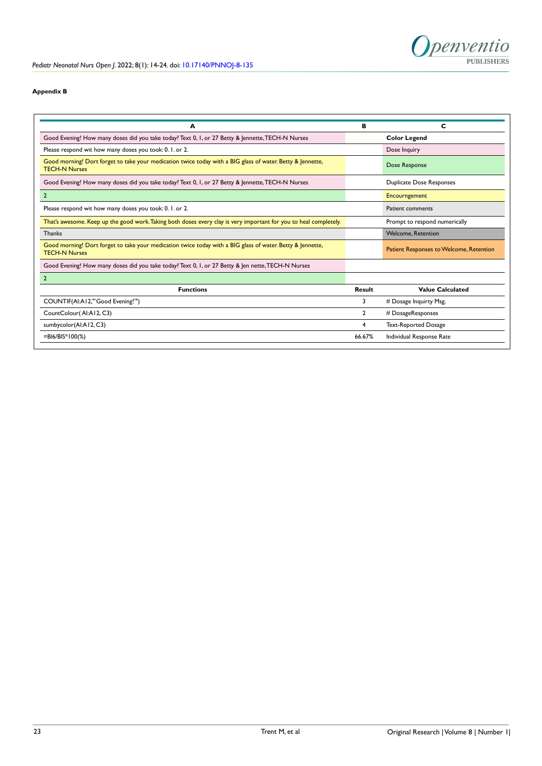**Appendix B**

| A | B | C |
|---|---|---|
| Good Evening! How many doses did you take today? Text 0, 1, or 2? Betty & Jennette, TECH-N Nurses | | **Color Legend** |
| Please respond wit how many doses you took: 0. 1. or 2. | | Dose Inquiry |
| Good morning! Dort forget to take your medication twice today with a BIG glass of water. Betty & Jennette, TECH-N Nurses | | Dose Response |
| Good Evening! How many doses did you take today? Text 0, 1, or 2? Betty & Jennette, TECH-N Nurses | | Duplicate Dose Responses |
| 2 | | Encourngement |
| Please respond wit how many doses you took: 0. 1. or 2. | | Patient comments |
| That's awesome. Keep up the good work. Taking both doses every clay is very important for you to heal completely. | | Prompt to respond numerically |
| Thanks | | Welcome, Retention |
| Good morning! Dort forget to take your medication twice today with a BIG glass of water. Betty & Jennette, TECH-N Nurses | | Patient Responses to Welcome, Retention |
| Good Evening! How many doses did you take today? Text 0, 1, or 2? Betty & Jen nette, TECH-N Nurses | | |
| 2 | | |
| **Functions** | **Result** | **Value Calculated** |
| COUNTIF(Al:A12,"'Good Evening!'") | 3 | # Dosage Inquirty Msg. |
| CountColour( Al:A12, C3) | 2 | # DosageResponses |
| sumbycolor(Al:A12, C3) | 4 | Text-Reported Dosage |
| =Bl6/BIS*100(%) | 66.67% | Individual Response Rate |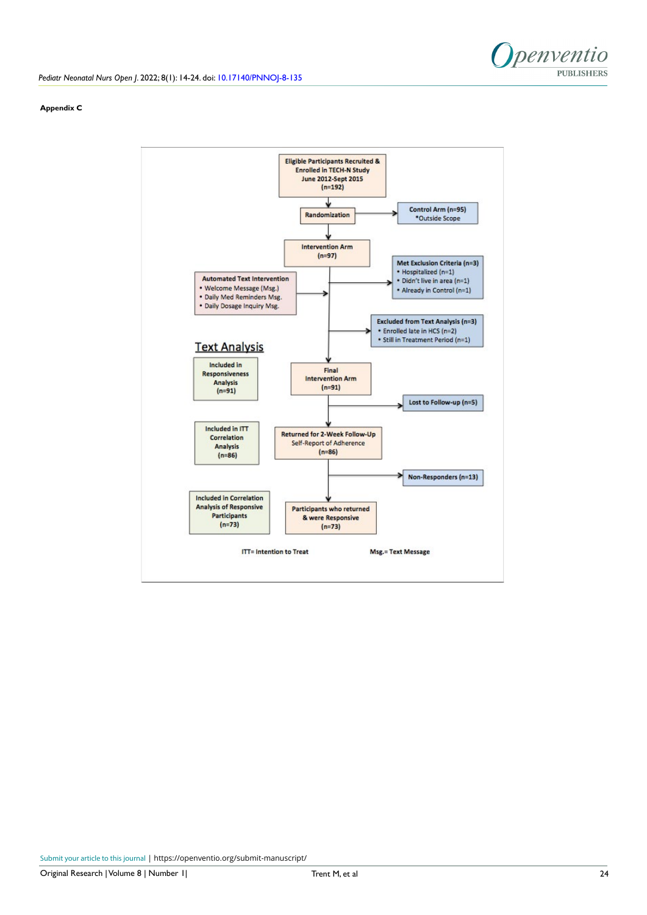**Appendix C**

Eligible Participants Recruited & Enrolled in TECH-N Study June 2012-Sept 2015 (n=192)

Randomization

Control Arm (n=95) *Outside Scope

Intervention Arm (n=97)

Met Exclusion Criteria (n=3)
- Hospitalized (n=1)
- Didn't live in area (n=1)
- Already in Control (n=1)

Automated Text Intervention
- Welcome Message (Msg.)
- Daily Med Reminders Msg.
- Daily Dosage Inquiry Msg.

Excluded from Text Analysis (n=3)
- Enrolled late in HCS (n=2)
- Still in Treatment Period (n=1)

Text Analysis

Included in Responsiveness Analysis (n=91)

Final Intervention Arm (n=91)

Lost to Follow-up (n=5)

Included in ITT Correlation Analysis (n=86)

Returned for 2-Week Follow-Up Self-Report of Adherence (n=86)

Non-Responders (n=13)

Included in Correlation Analysis of Responsive Participants (n=73)

Participants who returned & were Responsive (n=73)

ITT= Intention to Treat

Msg.= Text Message